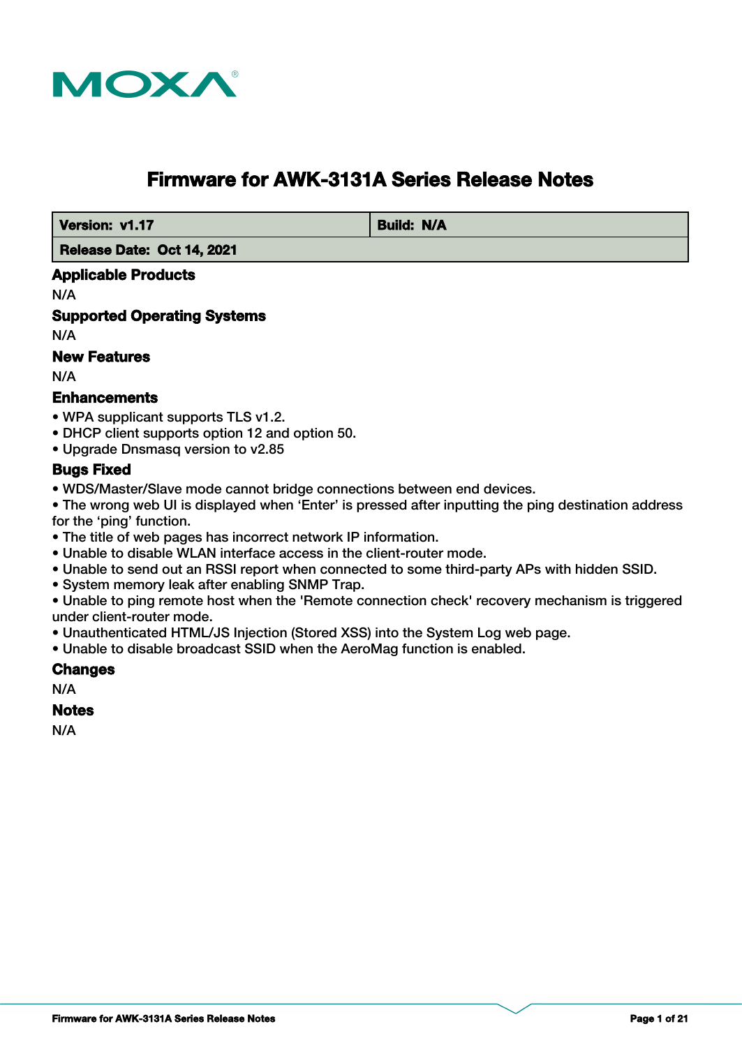# Firmware for AWK-3131A Series Release Notes

| Version: v1.17 | Build: N/A |
| --- | --- |
| Release Date: Oct 14, 2021 | |

## Applicable Products

N/A

## Supported Operating Systems

N/A

## New Features

N/A

## Enhancements

- WPA supplicant supports TLS v1.2.
- DHCP client supports option 12 and option 50.
- Upgrade Dnsmasq version to v2.85

## Bugs Fixed

- WDS/Master/Slave mode cannot bridge connections between end devices.
- The wrong web UI is displayed when 'Enter' is pressed after inputting the ping destination address for the 'ping' function.
- The title of web pages has incorrect network IP information.
- Unable to disable WLAN interface access in the client-router mode.
- Unable to send out an RSSI report when connected to some third-party APs with hidden SSID.
- System memory leak after enabling SNMP Trap.
- Unable to ping remote host when the 'Remote connection check' recovery mechanism is triggered under client-router mode.
- Unauthenticated HTML/JS Injection (Stored XSS) into the System Log web page.
- Unable to disable broadcast SSID when the AeroMag function is enabled.

## Changes

N/A

## Notes

N/A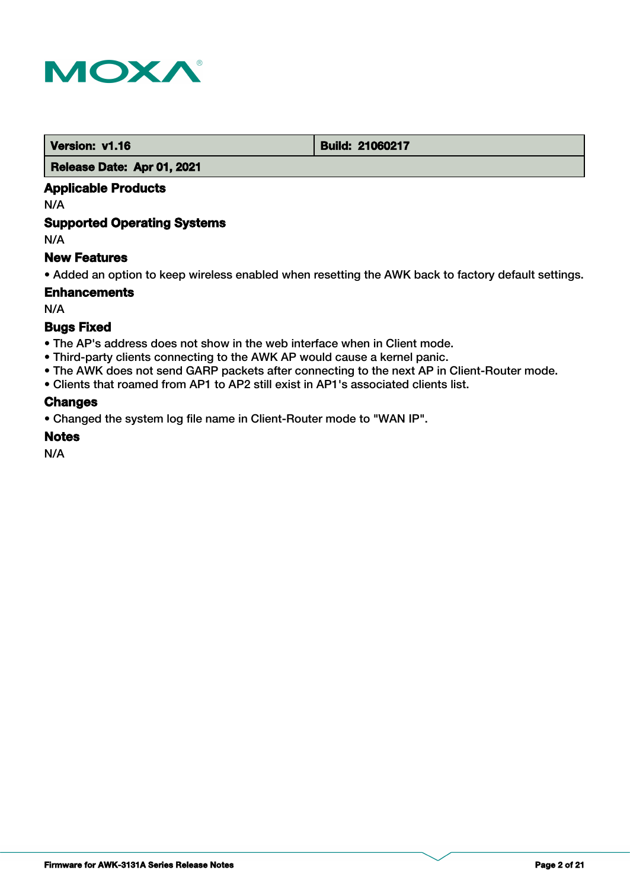| Version: v1.16 | Build: 21060217 |
| --- | --- |
| Release Date: Apr 01, 2021 | |

### Applicable Products

N/A

### Supported Operating Systems

N/A

### New Features

- Added an option to keep wireless enabled when resetting the AWK back to factory default settings.

### Enhancements

N/A

### Bugs Fixed

- The AP's address does not show in the web interface when in Client mode.
- Third-party clients connecting to the AWK AP would cause a kernel panic.
- The AWK does not send GARP packets after connecting to the next AP in Client-Router mode.
- Clients that roamed from AP1 to AP2 still exist in AP1's associated clients list.

### Changes

- Changed the system log file name in Client-Router mode to "WAN IP".

### Notes

N/A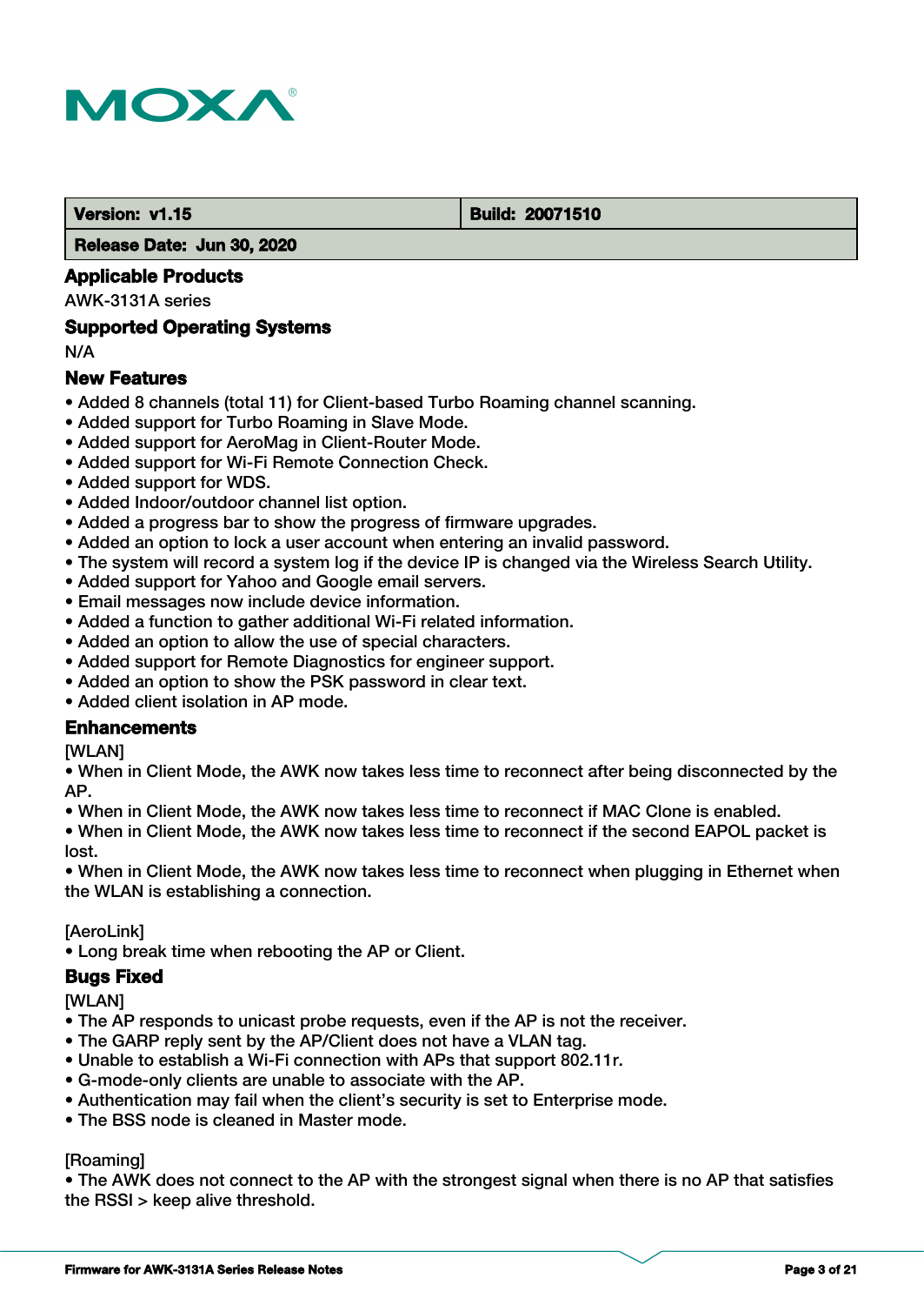| Version: v1.15 | Build: 20071510 |
| --- | --- |
| Release Date: Jun 30, 2020 | |

### Applicable Products

AWK-3131A series

### Supported Operating Systems

N/A

### New Features

- Added 8 channels (total 11) for Client-based Turbo Roaming channel scanning.
- Added support for Turbo Roaming in Slave Mode.
- Added support for AeroMag in Client-Router Mode.
- Added support for Wi-Fi Remote Connection Check.
- Added support for WDS.
- Added Indoor/outdoor channel list option.
- Added a progress bar to show the progress of firmware upgrades.
- Added an option to lock a user account when entering an invalid password.
- The system will record a system log if the device IP is changed via the Wireless Search Utility.
- Added support for Yahoo and Google email servers.
- Email messages now include device information.
- Added a function to gather additional Wi-Fi related information.
- Added an option to allow the use of special characters.
- Added support for Remote Diagnostics for engineer support.
- Added an option to show the PSK password in clear text.
- Added client isolation in AP mode.

### Enhancements

[WLAN]

- When in Client Mode, the AWK now takes less time to reconnect after being disconnected by the AP.
- When in Client Mode, the AWK now takes less time to reconnect if MAC Clone is enabled.
- When in Client Mode, the AWK now takes less time to reconnect if the second EAPOL packet is lost.
- When in Client Mode, the AWK now takes less time to reconnect when plugging in Ethernet when the WLAN is establishing a connection.

[AeroLink]

- Long break time when rebooting the AP or Client.

### Bugs Fixed

[WLAN]

- The AP responds to unicast probe requests, even if the AP is not the receiver.
- The GARP reply sent by the AP/Client does not have a VLAN tag.
- Unable to establish a Wi-Fi connection with APs that support 802.11r.
- G-mode-only clients are unable to associate with the AP.
- Authentication may fail when the client's security is set to Enterprise mode.
- The BSS node is cleaned in Master mode.

[Roaming]

- The AWK does not connect to the AP with the strongest signal when there is no AP that satisfies the RSSI > keep alive threshold.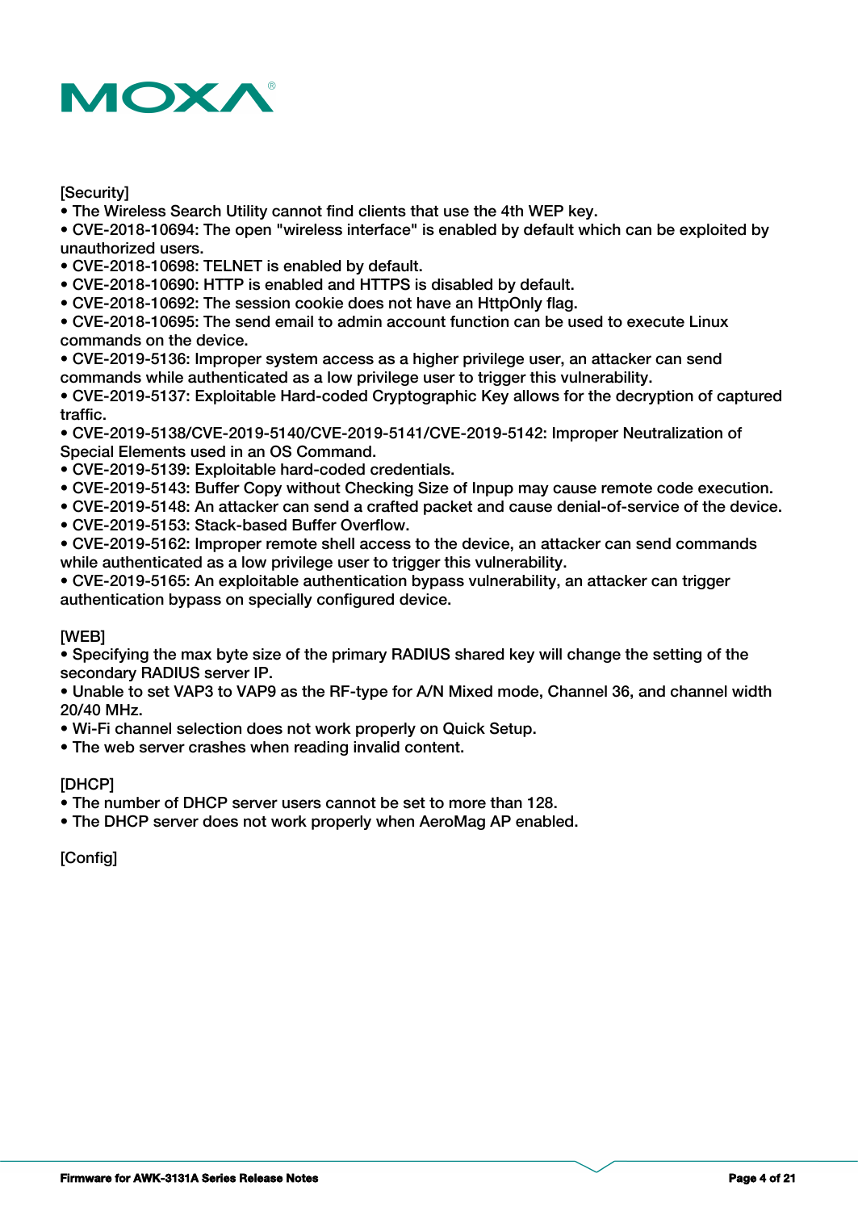[Security]
• The Wireless Search Utility cannot find clients that use the 4th WEP key.
• CVE-2018-10694: The open "wireless interface" is enabled by default which can be exploited by unauthorized users.
• CVE-2018-10698: TELNET is enabled by default.
• CVE-2018-10690: HTTP is enabled and HTTPS is disabled by default.
• CVE-2018-10692: The session cookie does not have an HttpOnly flag.
• CVE-2018-10695: The send email to admin account function can be used to execute Linux commands on the device.
• CVE-2019-5136: Improper system access as a higher privilege user, an attacker can send commands while authenticated as a low privilege user to trigger this vulnerability.
• CVE-2019-5137: Exploitable Hard-coded Cryptographic Key allows for the decryption of captured traffic.
• CVE-2019-5138/CVE-2019-5140/CVE-2019-5141/CVE-2019-5142: Improper Neutralization of Special Elements used in an OS Command.
• CVE-2019-5139: Exploitable hard-coded credentials.
• CVE-2019-5143: Buffer Copy without Checking Size of Inpup may cause remote code execution.
• CVE-2019-5148: An attacker can send a crafted packet and cause denial-of-service of the device.
• CVE-2019-5153: Stack-based Buffer Overflow.
• CVE-2019-5162: Improper remote shell access to the device, an attacker can send commands while authenticated as a low privilege user to trigger this vulnerability.
• CVE-2019-5165: An exploitable authentication bypass vulnerability, an attacker can trigger authentication bypass on specially configured device.

[WEB]
• Specifying the max byte size of the primary RADIUS shared key will change the setting of the secondary RADIUS server IP.
• Unable to set VAP3 to VAP9 as the RF-type for A/N Mixed mode, Channel 36, and channel width 20/40 MHz.
• Wi-Fi channel selection does not work properly on Quick Setup.
• The web server crashes when reading invalid content.

[DHCP]
• The number of DHCP server users cannot be set to more than 128.
• The DHCP server does not work properly when AeroMag AP enabled.

[Config]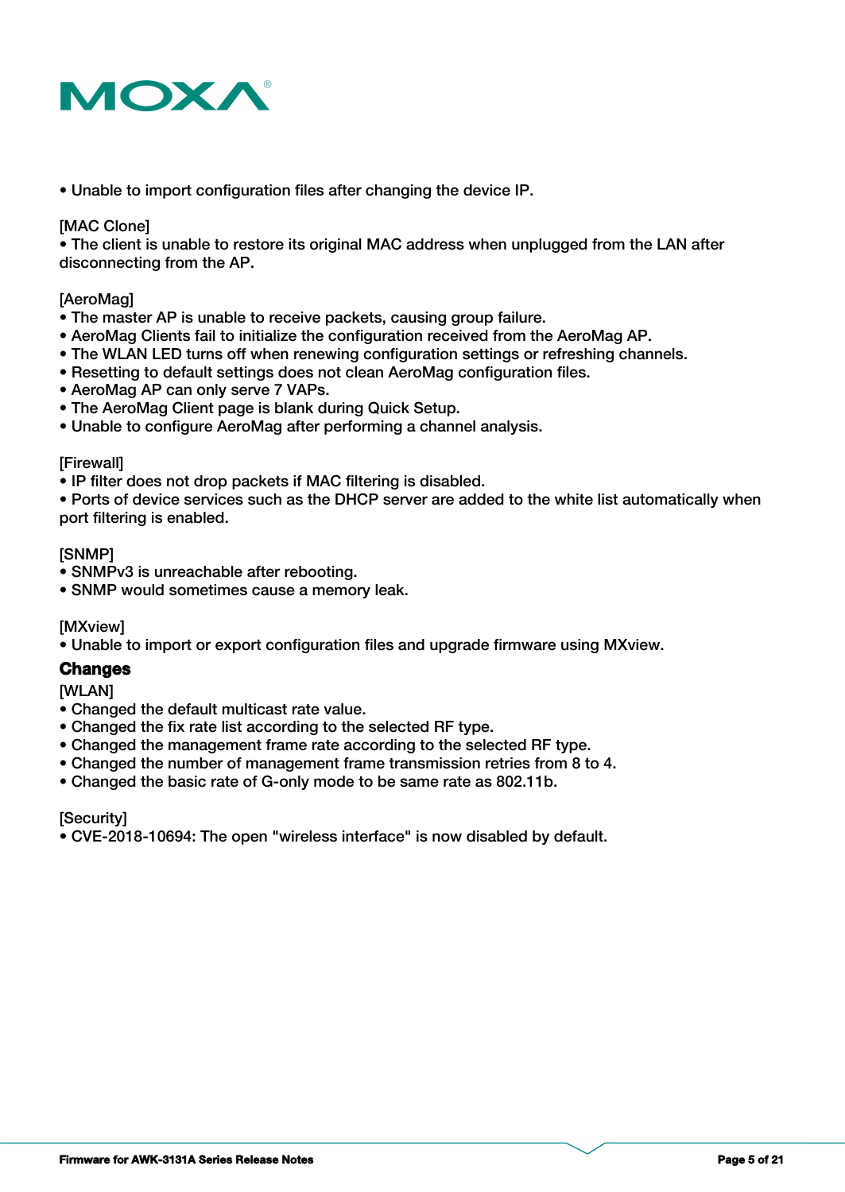- Unable to import configuration files after changing the device IP.

[MAC Clone]
- The client is unable to restore its original MAC address when unplugged from the LAN after disconnecting from the AP.

[AeroMag]
- The master AP is unable to receive packets, causing group failure.
- AeroMag Clients fail to initialize the configuration received from the AeroMag AP.
- The WLAN LED turns off when renewing configuration settings or refreshing channels.
- Resetting to default settings does not clean AeroMag configuration files.
- AeroMag AP can only serve 7 VAPs.
- The AeroMag Client page is blank during Quick Setup.
- Unable to configure AeroMag after performing a channel analysis.

[Firewall]
- IP filter does not drop packets if MAC filtering is disabled.
- Ports of device services such as the DHCP server are added to the white list automatically when port filtering is enabled.

[SNMP]
- SNMPv3 is unreachable after rebooting.
- SNMP would sometimes cause a memory leak.

[MXview]
- Unable to import or export configuration files and upgrade firmware using MXview.

## Changes

[WLAN]
- Changed the default multicast rate value.
- Changed the fix rate list according to the selected RF type.
- Changed the management frame rate according to the selected RF type.
- Changed the number of management frame transmission retries from 8 to 4.
- Changed the basic rate of G-only mode to be same rate as 802.11b.

[Security]
- CVE-2018-10694: The open "wireless interface" is now disabled by default.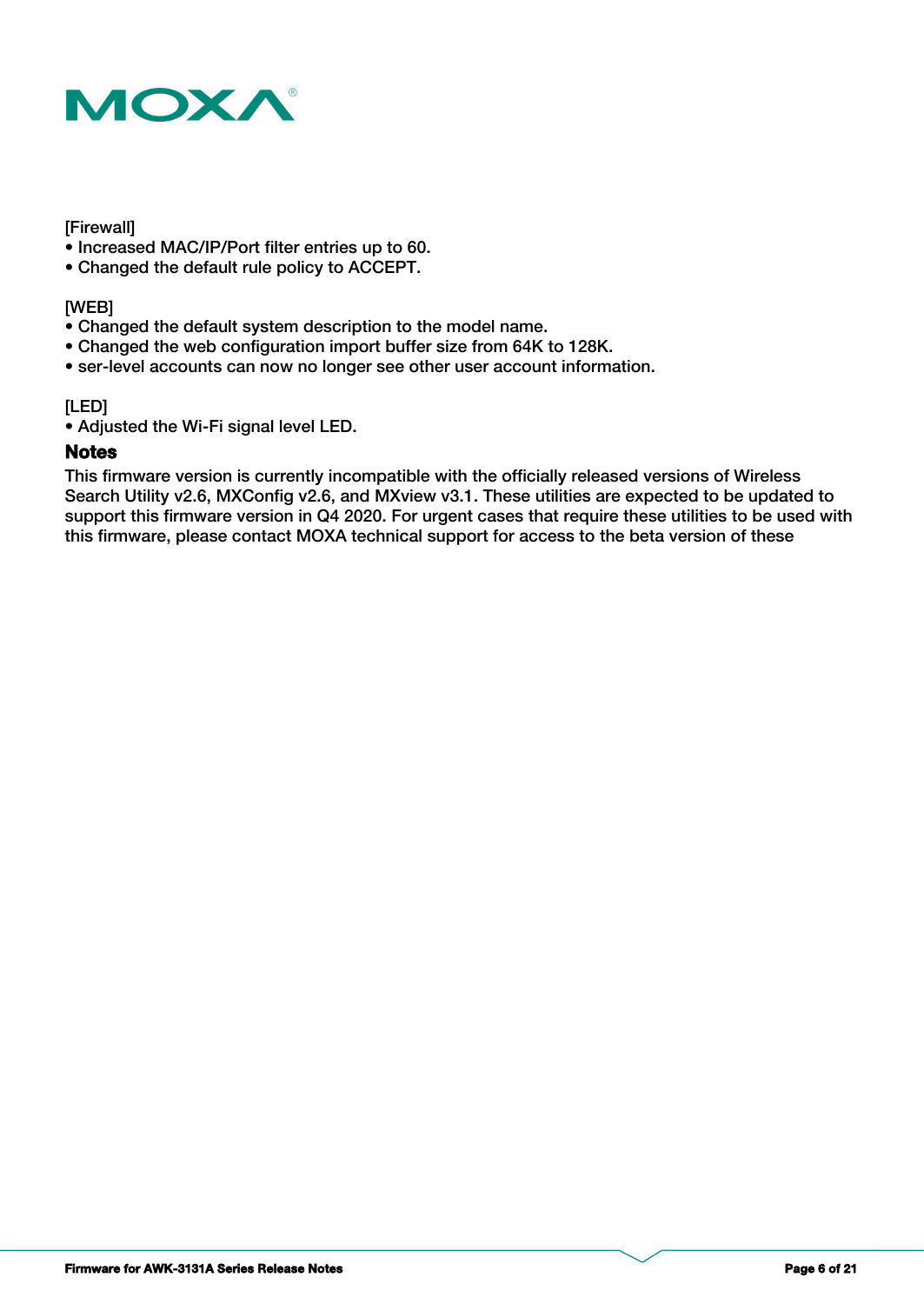[Firewall]
- Increased MAC/IP/Port filter entries up to 60.
- Changed the default rule policy to ACCEPT.

[WEB]
- Changed the default system description to the model name.
- Changed the web configuration import buffer size from 64K to 128K.
- ser-level accounts can now no longer see other user account information.

[LED]
- Adjusted the Wi-Fi signal level LED.

## Notes

This firmware version is currently incompatible with the officially released versions of Wireless Search Utility v2.6, MXConfig v2.6, and MXview v3.1. These utilities are expected to be updated to support this firmware version in Q4 2020. For urgent cases that require these utilities to be used with this firmware, please contact MOXA technical support for access to the beta version of these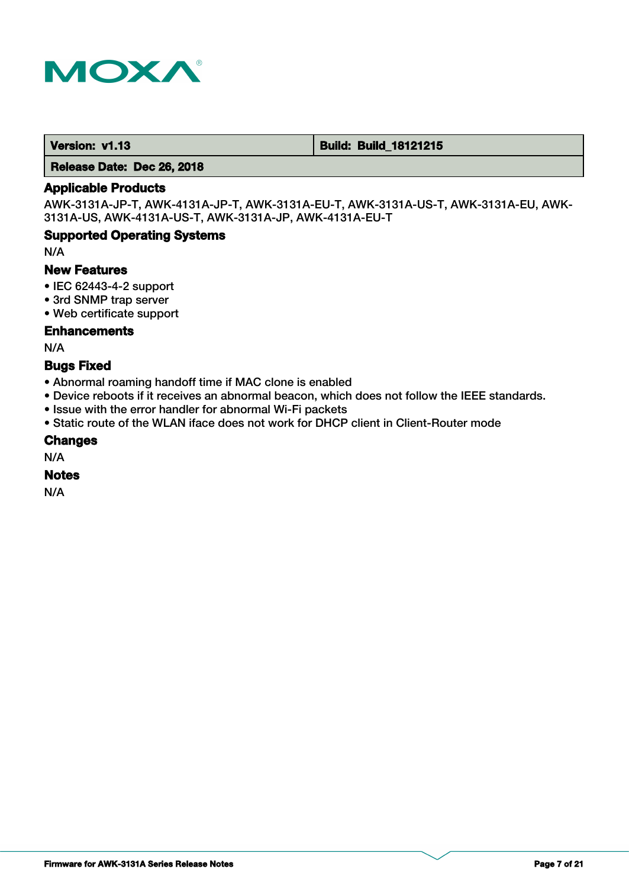| Version: v1.13 | Build: Build_18121215 |
| --- | --- |
| Release Date: Dec 26, 2018 | |

### Applicable Products

AWK-3131A-JP-T, AWK-4131A-JP-T, AWK-3131A-EU-T, AWK-3131A-US-T, AWK-3131A-EU, AWK-3131A-US, AWK-4131A-US-T, AWK-3131A-JP, AWK-4131A-EU-T

### Supported Operating Systems

N/A

### New Features

- IEC 62443-4-2 support
- 3rd SNMP trap server
- Web certificate support

### Enhancements

N/A

### Bugs Fixed

- Abnormal roaming handoff time if MAC clone is enabled
- Device reboots if it receives an abnormal beacon, which does not follow the IEEE standards.
- Issue with the error handler for abnormal Wi-Fi packets
- Static route of the WLAN iface does not work for DHCP client in Client-Router mode

### Changes

N/A

### Notes

N/A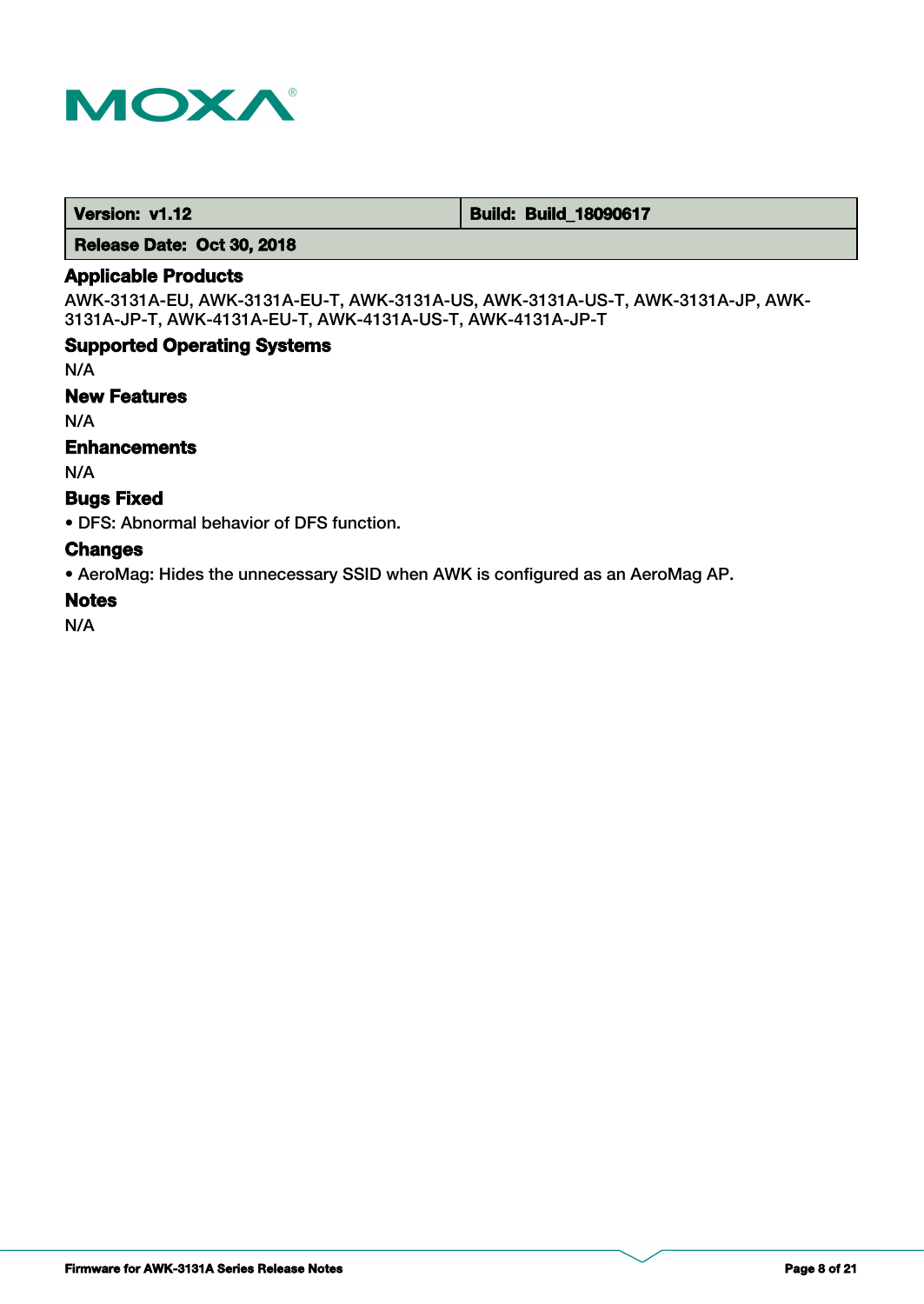| Version: v1.12 | Build: Build_18090617 |
| --- | --- |
| Release Date: Oct 30, 2018 | |

### Applicable Products

AWK-3131A-EU, AWK-3131A-EU-T, AWK-3131A-US, AWK-3131A-US-T, AWK-3131A-JP, AWK-3131A-JP-T, AWK-4131A-EU-T, AWK-4131A-US-T, AWK-4131A-JP-T

### Supported Operating Systems

N/A

### New Features

N/A

### Enhancements

N/A

### Bugs Fixed

- DFS: Abnormal behavior of DFS function.

### Changes

- AeroMag: Hides the unnecessary SSID when AWK is configured as an AeroMag AP.

### Notes

N/A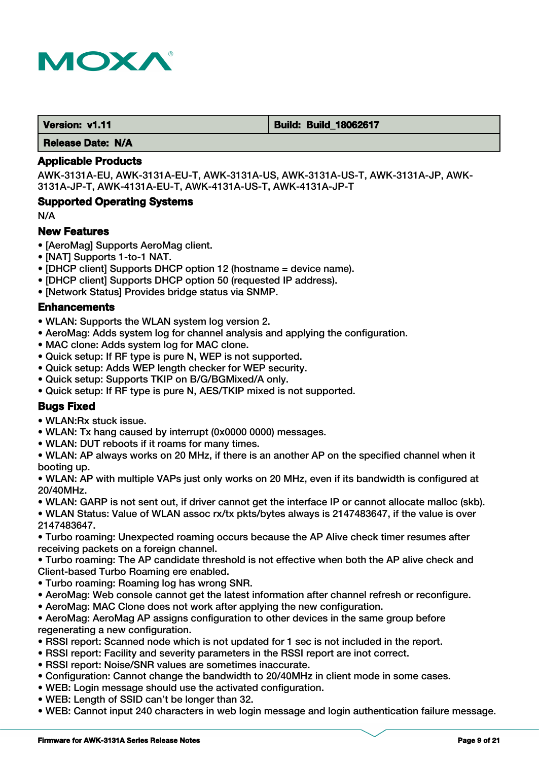| Version: v1.11 | Build: Build_18062617 |
| --- | --- |
| Release Date: N/A | |

## Applicable Products

AWK-3131A-EU, AWK-3131A-EU-T, AWK-3131A-US, AWK-3131A-US-T, AWK-3131A-JP, AWK-3131A-JP-T, AWK-4131A-EU-T, AWK-4131A-US-T, AWK-4131A-JP-T

## Supported Operating Systems

N/A

## New Features

- [AeroMag] Supports AeroMag client.
- [NAT] Supports 1-to-1 NAT.
- [DHCP client] Supports DHCP option 12 (hostname = device name).
- [DHCP client] Supports DHCP option 50 (requested IP address).
- [Network Status] Provides bridge status via SNMP.

## Enhancements

- WLAN: Supports the WLAN system log version 2.
- AeroMag: Adds system log for channel analysis and applying the configuration.
- MAC clone: Adds system log for MAC clone.
- Quick setup: If RF type is pure N, WEP is not supported.
- Quick setup: Adds WEP length checker for WEP security.
- Quick setup: Supports TKIP on B/G/BGMixed/A only.
- Quick setup: If RF type is pure N, AES/TKIP mixed is not supported.

## Bugs Fixed

- WLAN:Rx stuck issue.
- WLAN: Tx hang caused by interrupt (0x0000 0000) messages.
- WLAN: DUT reboots if it roams for many times.
- WLAN: AP always works on 20 MHz, if there is an another AP on the specified channel when it booting up.
- WLAN: AP with multiple VAPs just only works on 20 MHz, even if its bandwidth is configured at 20/40MHz.
- WLAN: GARP is not sent out, if driver cannot get the interface IP or cannot allocate malloc (skb).
- WLAN Status: Value of WLAN assoc rx/tx pkts/bytes always is 2147483647, if the value is over 2147483647.
- Turbo roaming: Unexpected roaming occurs because the AP Alive check timer resumes after receiving packets on a foreign channel.
- Turbo roaming: The AP candidate threshold is not effective when both the AP alive check and Client-based Turbo Roaming ere enabled.
- Turbo roaming: Roaming log has wrong SNR.
- AeroMag: Web console cannot get the latest information after channel refresh or reconfigure.
- AeroMag: MAC Clone does not work after applying the new configuration.
- AeroMag: AeroMag AP assigns configuration to other devices in the same group before regenerating a new configuration.
- RSSI report: Scanned node which is not updated for 1 sec is not included in the report.
- RSSI report: Facility and severity parameters in the RSSI report are inot correct.
- RSSI report: Noise/SNR values are sometimes inaccurate.
- Configuration: Cannot change the bandwidth to 20/40MHz in client mode in some cases.
- WEB: Login message should use the activated configuration.
- WEB: Length of SSID can't be longer than 32.
- WEB: Cannot input 240 characters in web login message and login authentication failure message.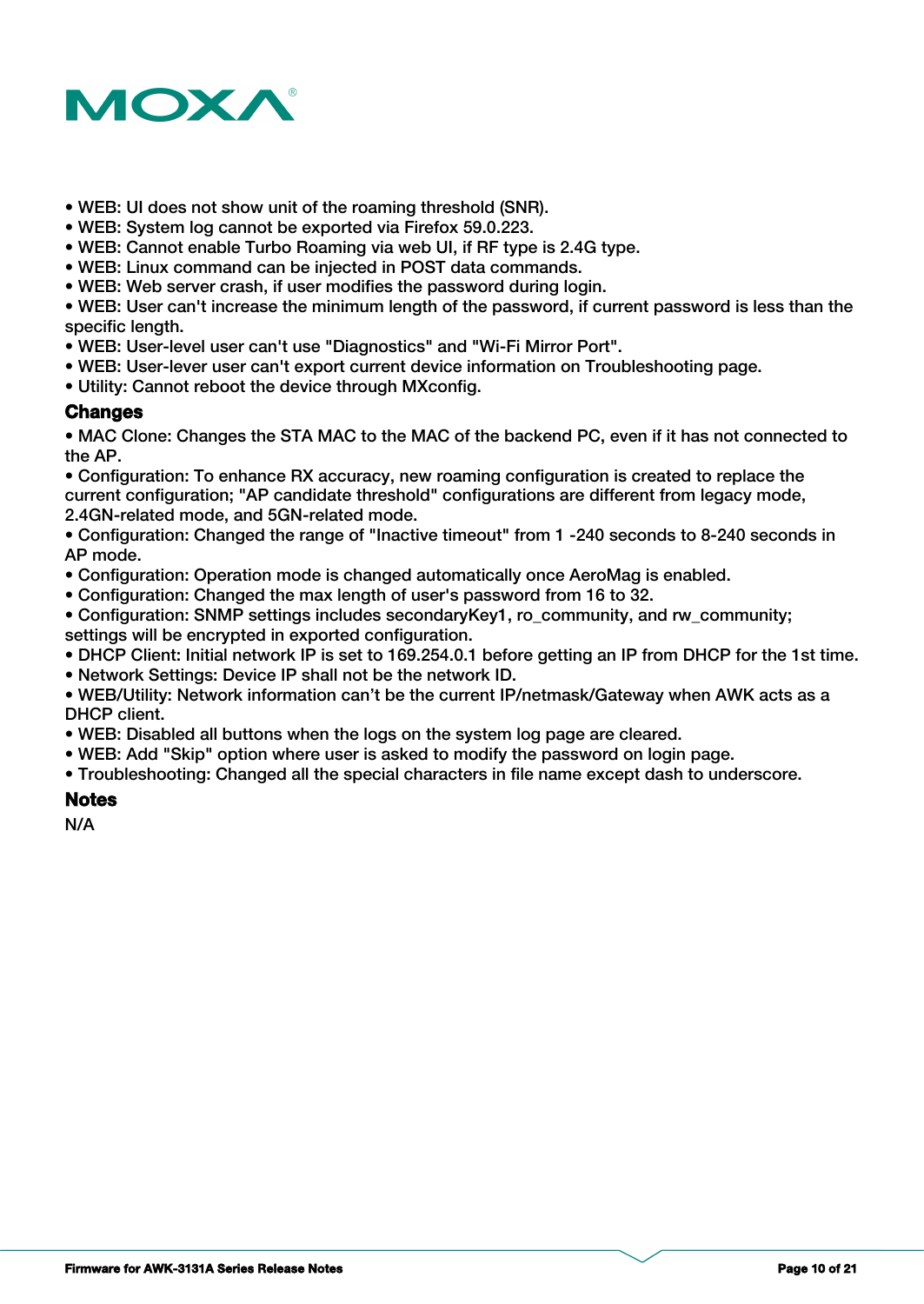- WEB: UI does not show unit of the roaming threshold (SNR).
- WEB: System log cannot be exported via Firefox 59.0.223.
- WEB: Cannot enable Turbo Roaming via web UI, if RF type is 2.4G type.
- WEB: Linux command can be injected in POST data commands.
- WEB: Web server crash, if user modifies the password during login.
- WEB: User can't increase the minimum length of the password, if current password is less than the specific length.
- WEB: User-level user can't use "Diagnostics" and "Wi-Fi Mirror Port".
- WEB: User-lever user can't export current device information on Troubleshooting page.
- Utility: Cannot reboot the device through MXconfig.

### Changes

- MAC Clone: Changes the STA MAC to the MAC of the backend PC, even if it has not connected to the AP.
- Configuration: To enhance RX accuracy, new roaming configuration is created to replace the current configuration; "AP candidate threshold" configurations are different from legacy mode, 2.4GN-related mode, and 5GN-related mode.
- Configuration: Changed the range of "Inactive timeout" from 1 -240 seconds to 8-240 seconds in AP mode.
- Configuration: Operation mode is changed automatically once AeroMag is enabled.
- Configuration: Changed the max length of user's password from 16 to 32.
- Configuration: SNMP settings includes secondaryKey1, ro_community, and rw_community; settings will be encrypted in exported configuration.
- DHCP Client: Initial network IP is set to 169.254.0.1 before getting an IP from DHCP for the 1st time.
- Network Settings: Device IP shall not be the network ID.
- WEB/Utility: Network information can't be the current IP/netmask/Gateway when AWK acts as a DHCP client.
- WEB: Disabled all buttons when the logs on the system log page are cleared.
- WEB: Add "Skip" option where user is asked to modify the password on login page.
- Troubleshooting: Changed all the special characters in file name except dash to underscore.

### Notes

N/A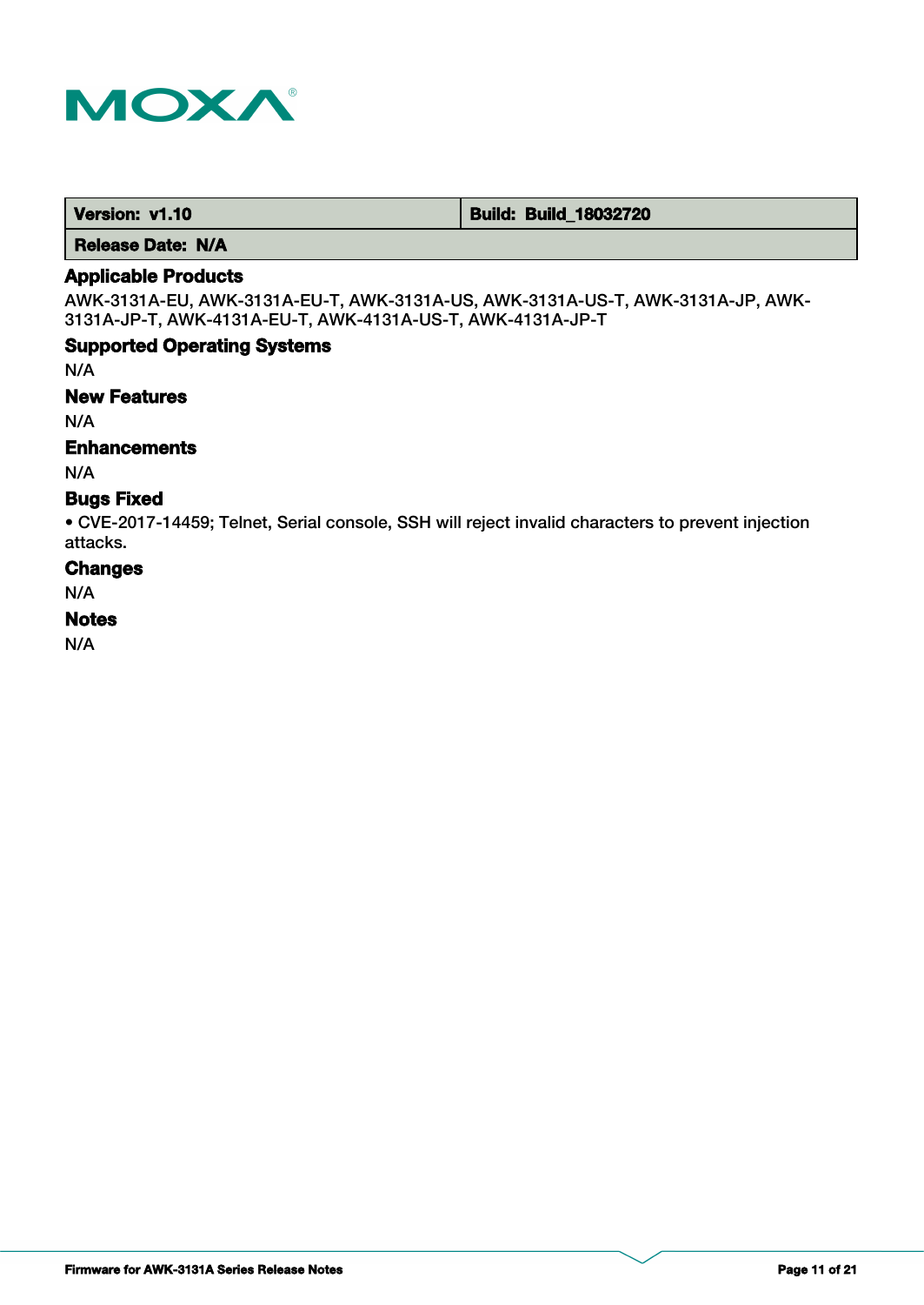| Version: v1.10 | Build: Build_18032720 |
| --- | --- |
| Release Date: N/A | |

### Applicable Products

AWK-3131A-EU, AWK-3131A-EU-T, AWK-3131A-US, AWK-3131A-US-T, AWK-3131A-JP, AWK-3131A-JP-T, AWK-4131A-EU-T, AWK-4131A-US-T, AWK-4131A-JP-T

### Supported Operating Systems

N/A

### New Features

N/A

### Enhancements

N/A

### Bugs Fixed

- CVE-2017-14459; Telnet, Serial console, SSH will reject invalid characters to prevent injection attacks.

### Changes

N/A

### Notes

N/A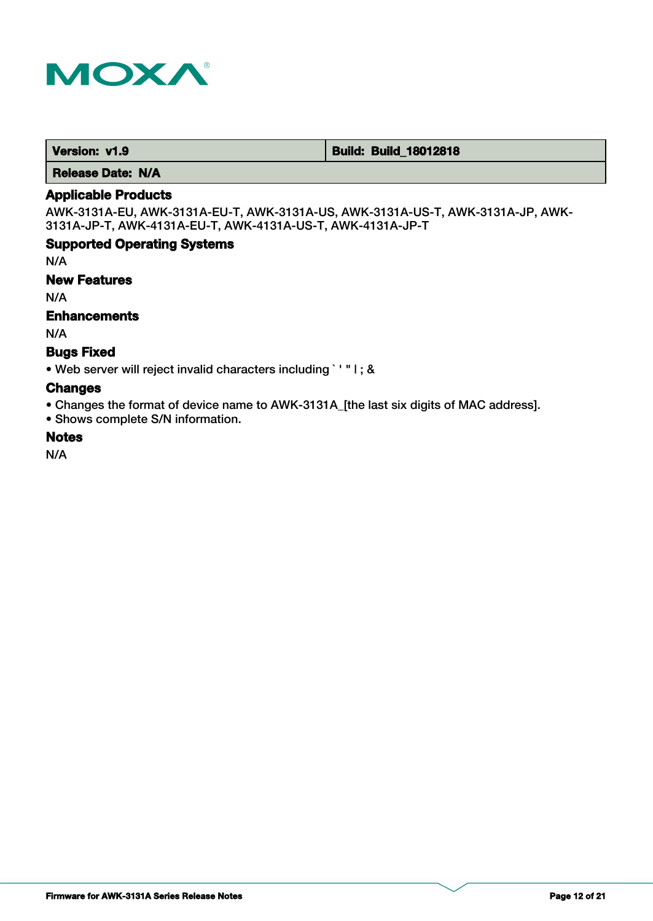| Version: v1.9 | Build: Build_18012818 |
| --- | --- |
| Release Date: N/A | |

### Applicable Products

AWK-3131A-EU, AWK-3131A-EU-T, AWK-3131A-US, AWK-3131A-US-T, AWK-3131A-JP, AWK-3131A-JP-T, AWK-4131A-EU-T, AWK-4131A-US-T, AWK-4131A-JP-T

### Supported Operating Systems

N/A

### New Features

N/A

### Enhancements

N/A

### Bugs Fixed

- Web server will reject invalid characters including ` ' " | ; &

### Changes

- Changes the format of device name to AWK-3131A_[the last six digits of MAC address].
- Shows complete S/N information.

### Notes

N/A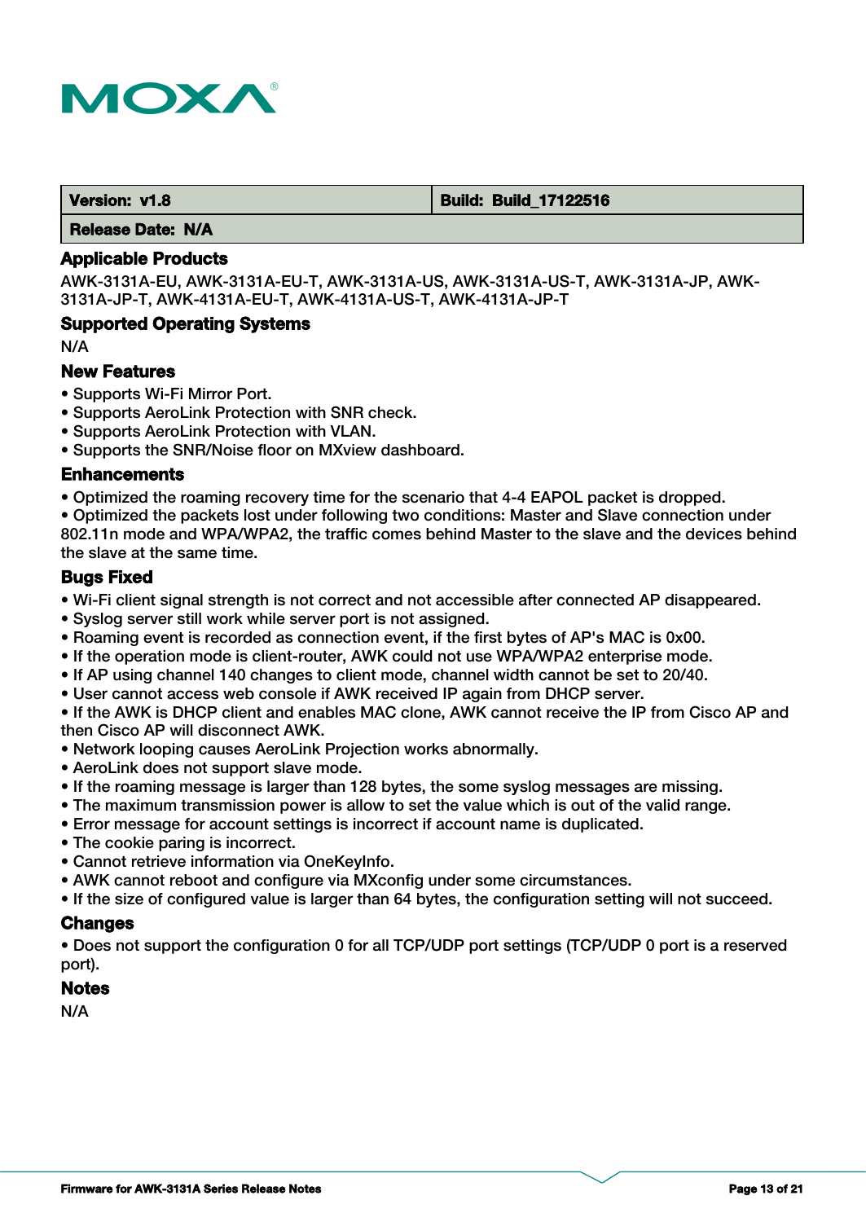| Version: v1.8 | Build: Build_17122516 |
| --- | --- |
| Release Date: N/A | |

### Applicable Products

AWK-3131A-EU, AWK-3131A-EU-T, AWK-3131A-US, AWK-3131A-US-T, AWK-3131A-JP, AWK-3131A-JP-T, AWK-4131A-EU-T, AWK-4131A-US-T, AWK-4131A-JP-T

### Supported Operating Systems

N/A

### New Features

- Supports Wi-Fi Mirror Port.
- Supports AeroLink Protection with SNR check.
- Supports AeroLink Protection with VLAN.
- Supports the SNR/Noise floor on MXview dashboard.

### Enhancements

- Optimized the roaming recovery time for the scenario that 4-4 EAPOL packet is dropped.
- Optimized the packets lost under following two conditions: Master and Slave connection under 802.11n mode and WPA/WPA2, the traffic comes behind Master to the slave and the devices behind the slave at the same time.

### Bugs Fixed

- Wi-Fi client signal strength is not correct and not accessible after connected AP disappeared.
- Syslog server still work while server port is not assigned.
- Roaming event is recorded as connection event, if the first bytes of AP's MAC is 0x00.
- If the operation mode is client-router, AWK could not use WPA/WPA2 enterprise mode.
- If AP using channel 140 changes to client mode, channel width cannot be set to 20/40.
- User cannot access web console if AWK received IP again from DHCP server.
- If the AWK is DHCP client and enables MAC clone, AWK cannot receive the IP from Cisco AP and then Cisco AP will disconnect AWK.
- Network looping causes AeroLink Projection works abnormally.
- AeroLink does not support slave mode.
- If the roaming message is larger than 128 bytes, the some syslog messages are missing.
- The maximum transmission power is allow to set the value which is out of the valid range.
- Error message for account settings is incorrect if account name is duplicated.
- The cookie paring is incorrect.
- Cannot retrieve information via OneKeyInfo.
- AWK cannot reboot and configure via MXconfig under some circumstances.
- If the size of configured value is larger than 64 bytes, the configuration setting will not succeed.

### Changes

- Does not support the configuration 0 for all TCP/UDP port settings (TCP/UDP 0 port is a reserved port).

### Notes

N/A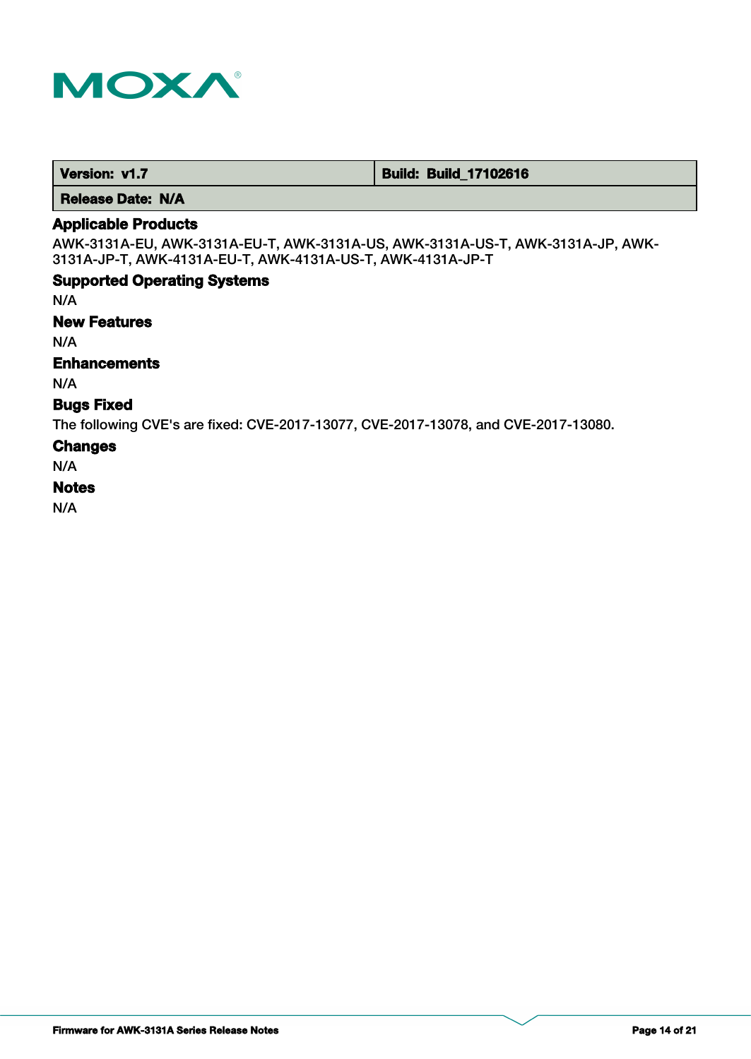| Version: v1.7 | Build: Build_17102616 |
| --- | --- |
| Release Date: N/A | |

## Applicable Products

AWK-3131A-EU, AWK-3131A-EU-T, AWK-3131A-US, AWK-3131A-US-T, AWK-3131A-JP, AWK-3131A-JP-T, AWK-4131A-EU-T, AWK-4131A-US-T, AWK-4131A-JP-T

## Supported Operating Systems

N/A

## New Features

N/A

## Enhancements

N/A

## Bugs Fixed

The following CVE's are fixed: CVE-2017-13077, CVE-2017-13078, and CVE-2017-13080.

## Changes

N/A

## Notes

N/A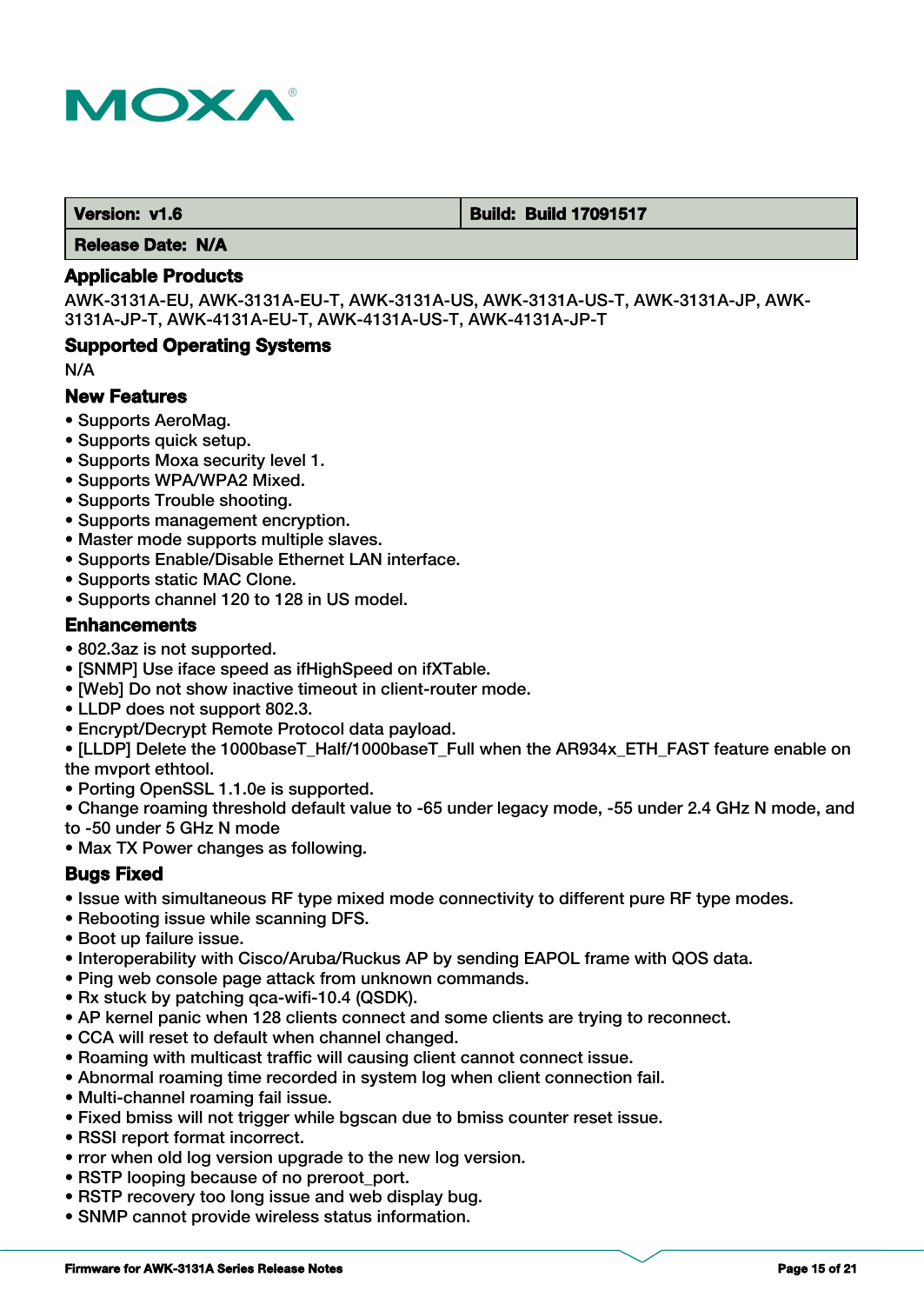| Version: v1.6 | Build: Build 17091517 |
|---|---|
| Release Date: N/A | |

### Applicable Products

AWK-3131A-EU, AWK-3131A-EU-T, AWK-3131A-US, AWK-3131A-US-T, AWK-3131A-JP, AWK-3131A-JP-T, AWK-4131A-EU-T, AWK-4131A-US-T, AWK-4131A-JP-T

### Supported Operating Systems

N/A

### New Features

- Supports AeroMag.
- Supports quick setup.
- Supports Moxa security level 1.
- Supports WPA/WPA2 Mixed.
- Supports Trouble shooting.
- Supports management encryption.
- Master mode supports multiple slaves.
- Supports Enable/Disable Ethernet LAN interface.
- Supports static MAC Clone.
- Supports channel 120 to 128 in US model.

### Enhancements

- 802.3az is not supported.
- [SNMP] Use iface speed as ifHighSpeed on ifXTable.
- [Web] Do not show inactive timeout in client-router mode.
- LLDP does not support 802.3.
- Encrypt/Decrypt Remote Protocol data payload.
- [LLDP] Delete the 1000baseT_Half/1000baseT_Full when the AR934x_ETH_FAST feature enable on the mvport ethtool.
- Porting OpenSSL 1.1.0e is supported.
- Change roaming threshold default value to -65 under legacy mode, -55 under 2.4 GHz N mode, and to -50 under 5 GHz N mode
- Max TX Power changes as following.

### Bugs Fixed

- Issue with simultaneous RF type mixed mode connectivity to different pure RF type modes.
- Rebooting issue while scanning DFS.
- Boot up failure issue.
- Interoperability with Cisco/Aruba/Ruckus AP by sending EAPOL frame with QOS data.
- Ping web console page attack from unknown commands.
- Rx stuck by patching qca-wifi-10.4 (QSDK).
- AP kernel panic when 128 clients connect and some clients are trying to reconnect.
- CCA will reset to default when channel changed.
- Roaming with multicast traffic will causing client cannot connect issue.
- Abnormal roaming time recorded in system log when client connection fail.
- Multi-channel roaming fail issue.
- Fixed bmiss will not trigger while bgscan due to bmiss counter reset issue.
- RSSI report format incorrect.
- rror when old log version upgrade to the new log version.
- RSTP looping because of no preroot_port.
- RSTP recovery too long issue and web display bug.
- SNMP cannot provide wireless status information.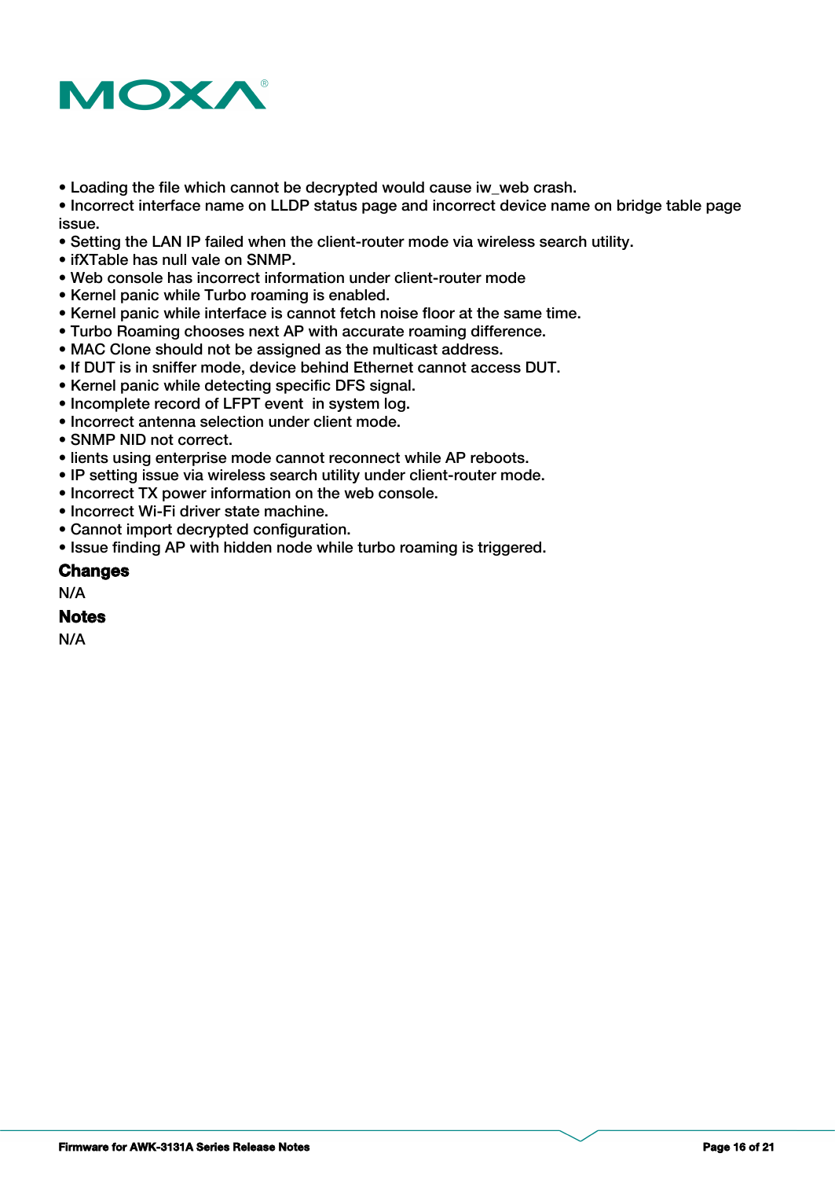- Loading the file which cannot be decrypted would cause iw_web crash.
- Incorrect interface name on LLDP status page and incorrect device name on bridge table page issue.
- Setting the LAN IP failed when the client-router mode via wireless search utility.
- ifXTable has null vale on SNMP.
- Web console has incorrect information under client-router mode
- Kernel panic while Turbo roaming is enabled.
- Kernel panic while interface is cannot fetch noise floor at the same time.
- Turbo Roaming chooses next AP with accurate roaming difference.
- MAC Clone should not be assigned as the multicast address.
- If DUT is in sniffer mode, device behind Ethernet cannot access DUT.
- Kernel panic while detecting specific DFS signal.
- Incomplete record of LFPT event  in system log.
- Incorrect antenna selection under client mode.
- SNMP NID not correct.
- lients using enterprise mode cannot reconnect while AP reboots.
- IP setting issue via wireless search utility under client-router mode.
- Incorrect TX power information on the web console.
- Incorrect Wi-Fi driver state machine.
- Cannot import decrypted configuration.
- Issue finding AP with hidden node while turbo roaming is triggered.

### Changes

N/A

### Notes

N/A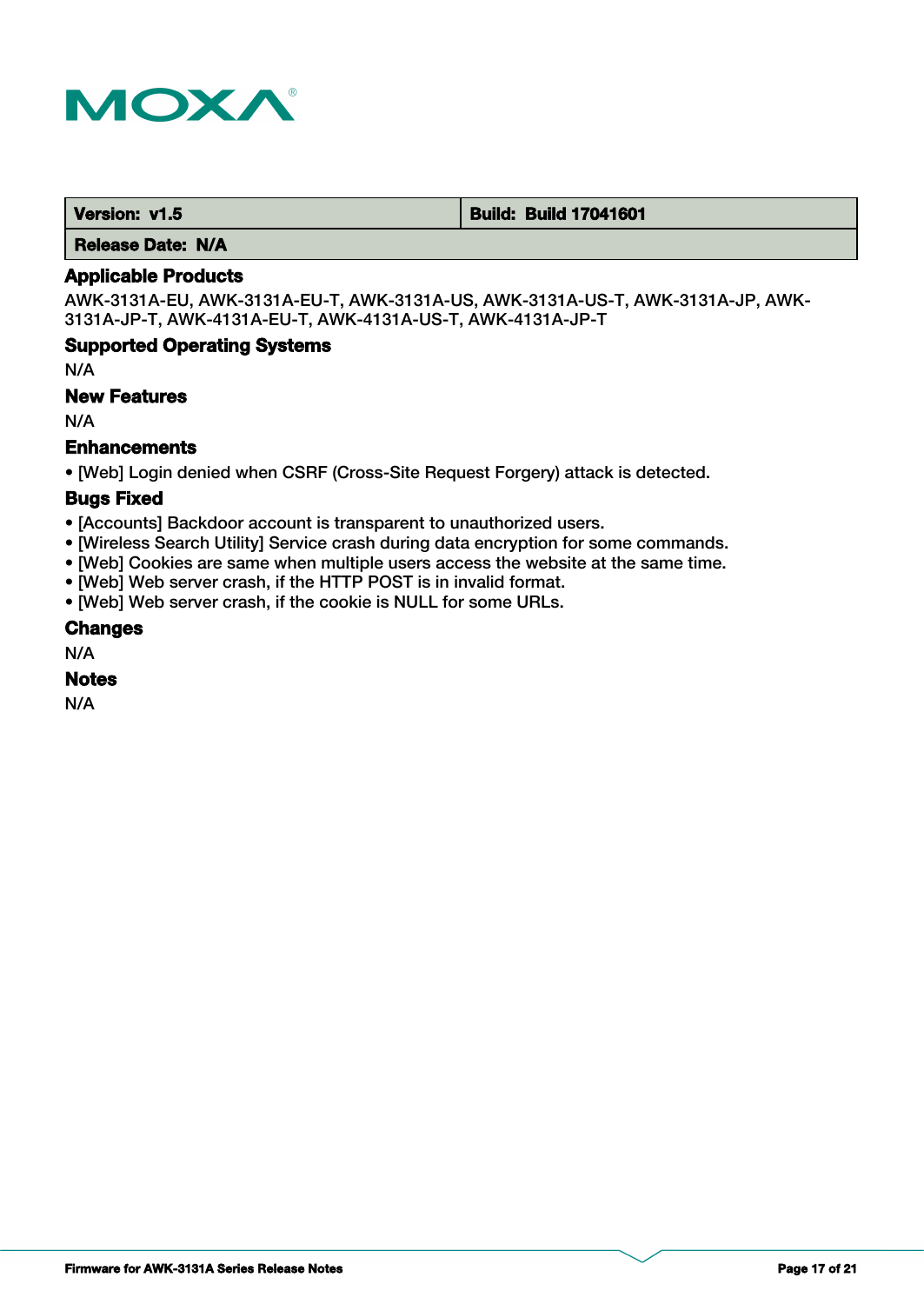| Version: v1.5 | Build: Build 17041601 |
|---|---|
| Release Date: N/A | |

### Applicable Products

AWK-3131A-EU, AWK-3131A-EU-T, AWK-3131A-US, AWK-3131A-US-T, AWK-3131A-JP, AWK-3131A-JP-T, AWK-4131A-EU-T, AWK-4131A-US-T, AWK-4131A-JP-T

### Supported Operating Systems

N/A

### New Features

N/A

### Enhancements

- [Web] Login denied when CSRF (Cross-Site Request Forgery) attack is detected.

### Bugs Fixed

- [Accounts] Backdoor account is transparent to unauthorized users.
- [Wireless Search Utility] Service crash during data encryption for some commands.
- [Web] Cookies are same when multiple users access the website at the same time.
- [Web] Web server crash, if the HTTP POST is in invalid format.
- [Web] Web server crash, if the cookie is NULL for some URLs.

### Changes

N/A

### Notes

N/A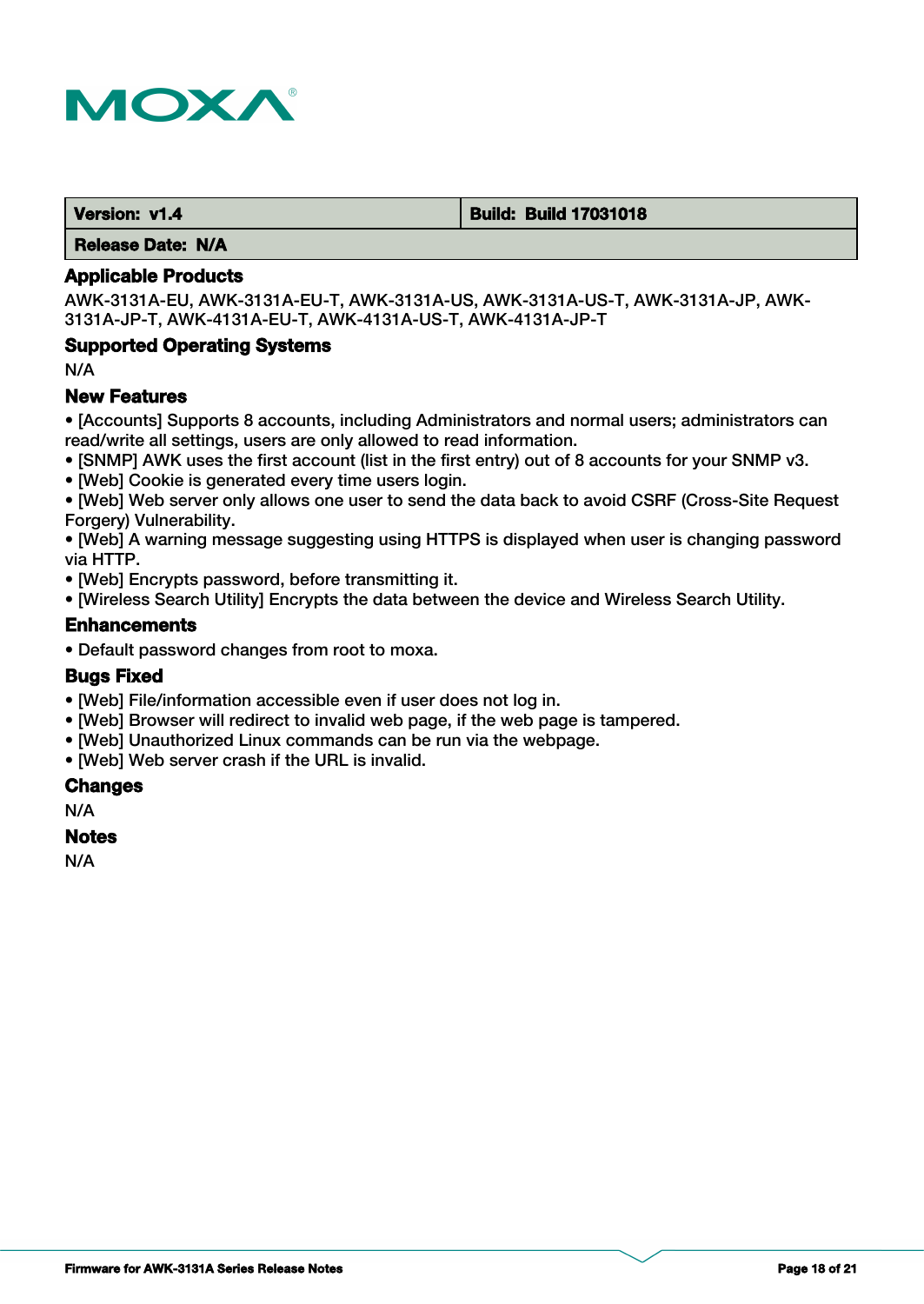| Version: v1.4 | Build: Build 17031018 |
| --- | --- |
| Release Date: N/A | |

### Applicable Products

AWK-3131A-EU, AWK-3131A-EU-T, AWK-3131A-US, AWK-3131A-US-T, AWK-3131A-JP, AWK-3131A-JP-T, AWK-4131A-EU-T, AWK-4131A-US-T, AWK-4131A-JP-T

### Supported Operating Systems

N/A

### New Features

- [Accounts] Supports 8 accounts, including Administrators and normal users; administrators can read/write all settings, users are only allowed to read information.
- [SNMP] AWK uses the first account (list in the first entry) out of 8 accounts for your SNMP v3.
- [Web] Cookie is generated every time users login.
- [Web] Web server only allows one user to send the data back to avoid CSRF (Cross-Site Request Forgery) Vulnerability.
- [Web] A warning message suggesting using HTTPS is displayed when user is changing password via HTTP.
- [Web] Encrypts password, before transmitting it.
- [Wireless Search Utility] Encrypts the data between the device and Wireless Search Utility.

### Enhancements

- Default password changes from root to moxa.

### Bugs Fixed

- [Web] File/information accessible even if user does not log in.
- [Web] Browser will redirect to invalid web page, if the web page is tampered.
- [Web] Unauthorized Linux commands can be run via the webpage.
- [Web] Web server crash if the URL is invalid.

### Changes

N/A

### Notes

N/A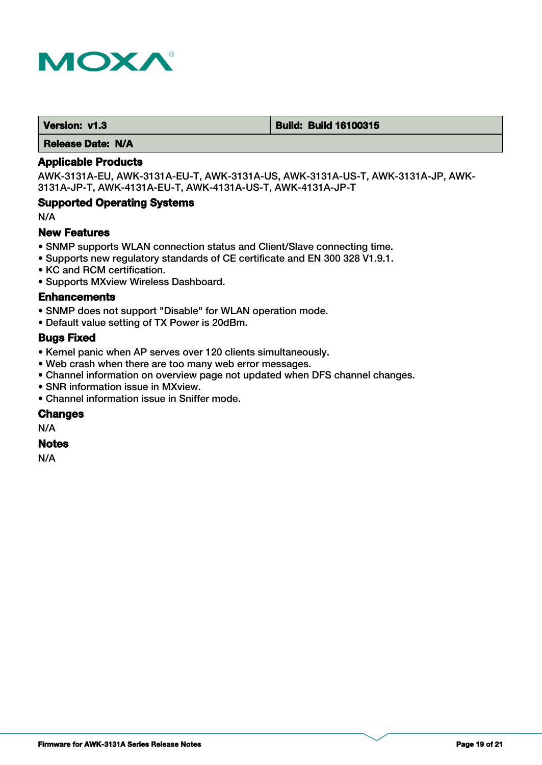| Version: v1.3 | Build: Build 16100315 |
| --- | --- |
| Release Date: N/A | |

### Applicable Products

AWK-3131A-EU, AWK-3131A-EU-T, AWK-3131A-US, AWK-3131A-US-T, AWK-3131A-JP, AWK-3131A-JP-T, AWK-4131A-EU-T, AWK-4131A-US-T, AWK-4131A-JP-T

### Supported Operating Systems

N/A

### New Features

- SNMP supports WLAN connection status and Client/Slave connecting time.
- Supports new regulatory standards of CE certificate and EN 300 328 V1.9.1.
- KC and RCM certification.
- Supports MXview Wireless Dashboard.

### Enhancements

- SNMP does not support "Disable" for WLAN operation mode.
- Default value setting of TX Power is 20dBm.

### Bugs Fixed

- Kernel panic when AP serves over 120 clients simultaneously.
- Web crash when there are too many web error messages.
- Channel information on overview page not updated when DFS channel changes.
- SNR information issue in MXview.
- Channel information issue in Sniffer mode.

### Changes

N/A

### Notes

N/A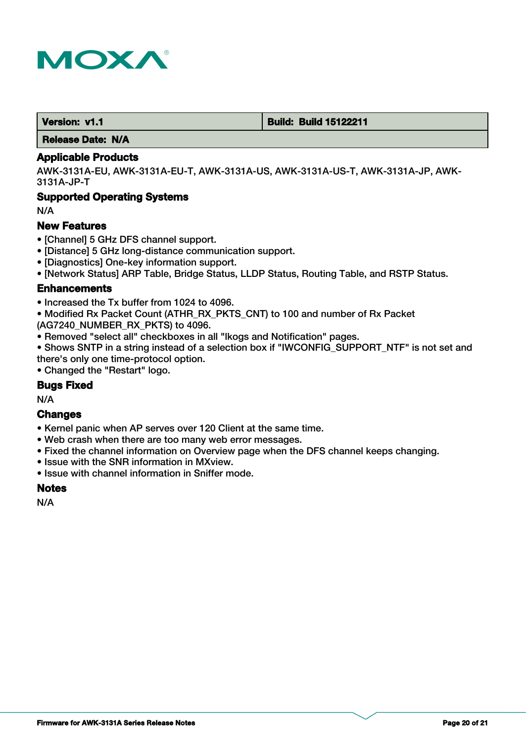| Version: v1.1 | Build: Build 15122211 |
| --- | --- |
| Release Date: N/A | |

## Applicable Products

AWK-3131A-EU, AWK-3131A-EU-T, AWK-3131A-US, AWK-3131A-US-T, AWK-3131A-JP, AWK-3131A-JP-T

## Supported Operating Systems

N/A

## New Features

- [Channel] 5 GHz DFS channel support.
- [Distance] 5 GHz long-distance communication support.
- [Diagnostics] One-key information support.
- [Network Status] ARP Table, Bridge Status, LLDP Status, Routing Table, and RSTP Status.

## Enhancements

- Increased the Tx buffer from 1024 to 4096.
- Modified Rx Packet Count (ATHR_RX_PKTS_CNT) to 100 and number of Rx Packet (AG7240_NUMBER_RX_PKTS) to 4096.
- Removed "select all" checkboxes in all "lkogs and Notification" pages.
- Shows SNTP in a string instead of a selection box if "IWCONFIG_SUPPORT_NTF" is not set and there's only one time-protocol option.
- Changed the "Restart" logo.

## Bugs Fixed

N/A

## Changes

- Kernel panic when AP serves over 120 Client at the same time.
- Web crash when there are too many web error messages.
- Fixed the channel information on Overview page when the DFS channel keeps changing.
- Issue with the SNR information in MXview.
- Issue with channel information in Sniffer mode.

## Notes

N/A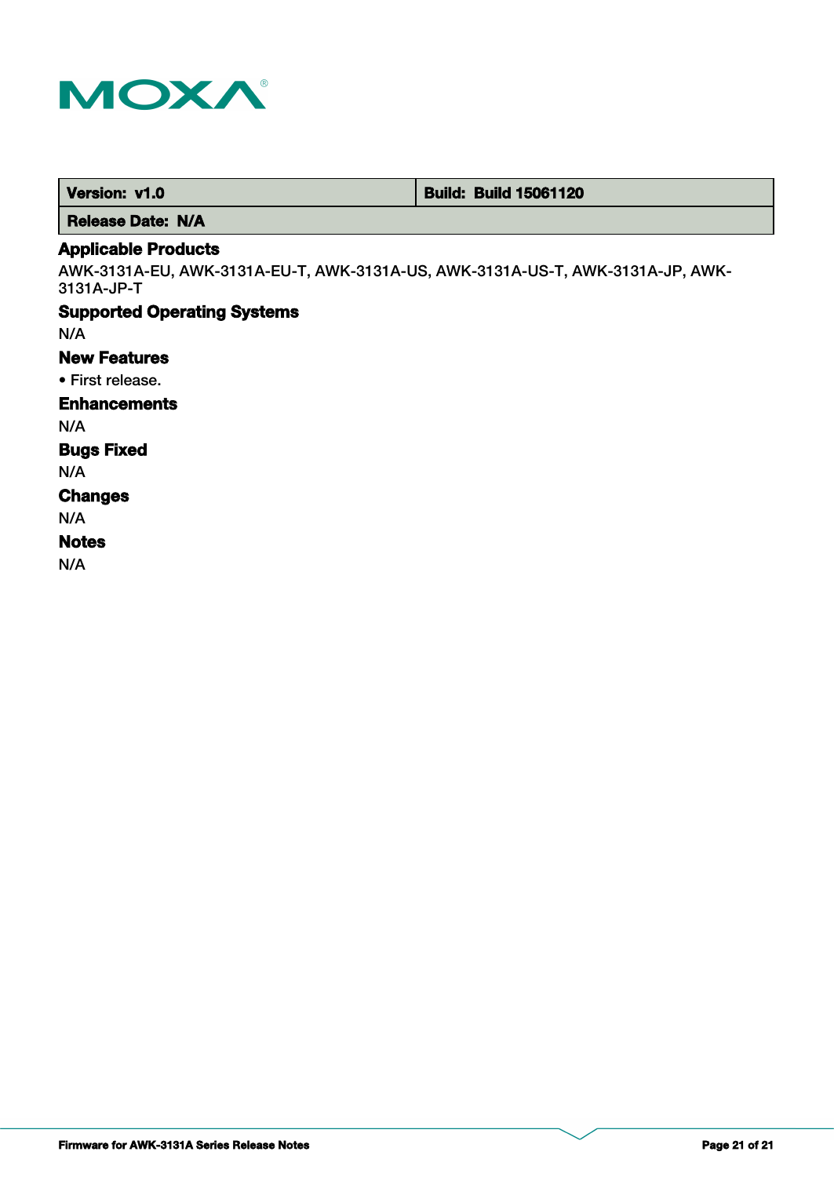| Version: v1.0 | Build: Build 15061120 |
| --- | --- |
| Release Date: N/A | |

### Applicable Products

AWK-3131A-EU, AWK-3131A-EU-T, AWK-3131A-US, AWK-3131A-US-T, AWK-3131A-JP, AWK-3131A-JP-T

### Supported Operating Systems

N/A

### New Features

- First release.

### Enhancements

N/A

### Bugs Fixed

N/A

### Changes

N/A

### Notes

N/A